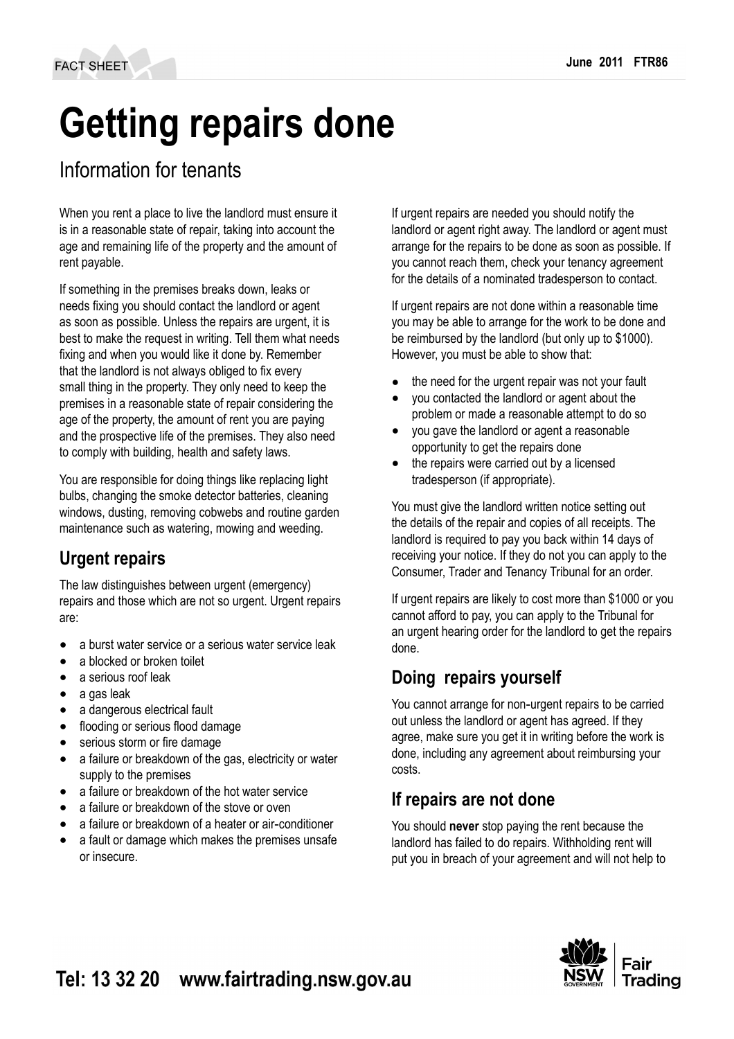FACT SHEET

June 2011 FTR86

# Getting repairs done

## Information for tenants

When you rent a place to live the landlord must ensure it is in a reasonable state of repair, taking into account the age and remaining life of the property and the amount of rent payable.

If something in the premises breaks down, leaks or needs fixing you should contact the landlord or agent as soon as possible. Unless the repairs are urgent, it is best to make the request in writing. Tell them what needs fixing and when you would like it done by. Remember that the landlord is not always obliged to fix every small thing in the property. They only need to keep the premises in a reasonable state of repair considering the age of the property, the amount of rent you are paying and the prospective life of the premises. They also need to comply with building, health and safety laws.

You are responsible for doing things like replacing light bulbs, changing the smoke detector batteries, cleaning windows, dusting, removing cobwebs and routine garden maintenance such as watering, mowing and weeding.

### Urgent repairs

The law distinguishes between urgent (emergency) repairs and those which are not so urgent. Urgent repairs are:

- a burst water service or a serious water service leak
- a blocked or broken toilet
- a serious roof leak
- a gas leak
- a dangerous electrical fault
- flooding or serious flood damage
- serious storm or fire damage
- a failure or breakdown of the gas, electricity or water supply to the premises
- a failure or breakdown of the hot water service
- a failure or breakdown of the stove or oven
- a failure or breakdown of a heater or air-conditioner
- a fault or damage which makes the premises unsafe or insecure.

If urgent repairs are needed you should notify the landlord or agent right away. The landlord or agent must arrange for the repairs to be done as soon as possible. If you cannot reach them, check your tenancy agreement for the details of a nominated tradesperson to contact.

If urgent repairs are not done within a reasonable time you may be able to arrange for the work to be done and be reimbursed by the landlord (but only up to $1000). However, you must be able to show that:

- the need for the urgent repair was not your fault
- you contacted the landlord or agent about the problem or made a reasonable attempt to do so
- you gave the landlord or agent a reasonable opportunity to get the repairs done
- the repairs were carried out by a licensed tradesperson (if appropriate).

You must give the landlord written notice setting out the details of the repair and copies of all receipts. The landlord is required to pay you back within 14 days of receiving your notice. If they do not you can apply to the Consumer, Trader and Tenancy Tribunal for an order.

If urgent repairs are likely to cost more than $1000 or you cannot afford to pay, you can apply to the Tribunal for an urgent hearing order for the landlord to get the repairs done.

### Doing repairs yourself

You cannot arrange for non-urgent repairs to be carried out unless the landlord or agent has agreed. If they agree, make sure you get it in writing before the work is done, including any agreement about reimbursing your costs.

### If repairs are not done

You should **never** stop paying the rent because the landlord has failed to do repairs. Withholding rent will put you in breach of your agreement and will not help to

Tel: 13 32 20 www.fairtrading.nsw.gov.au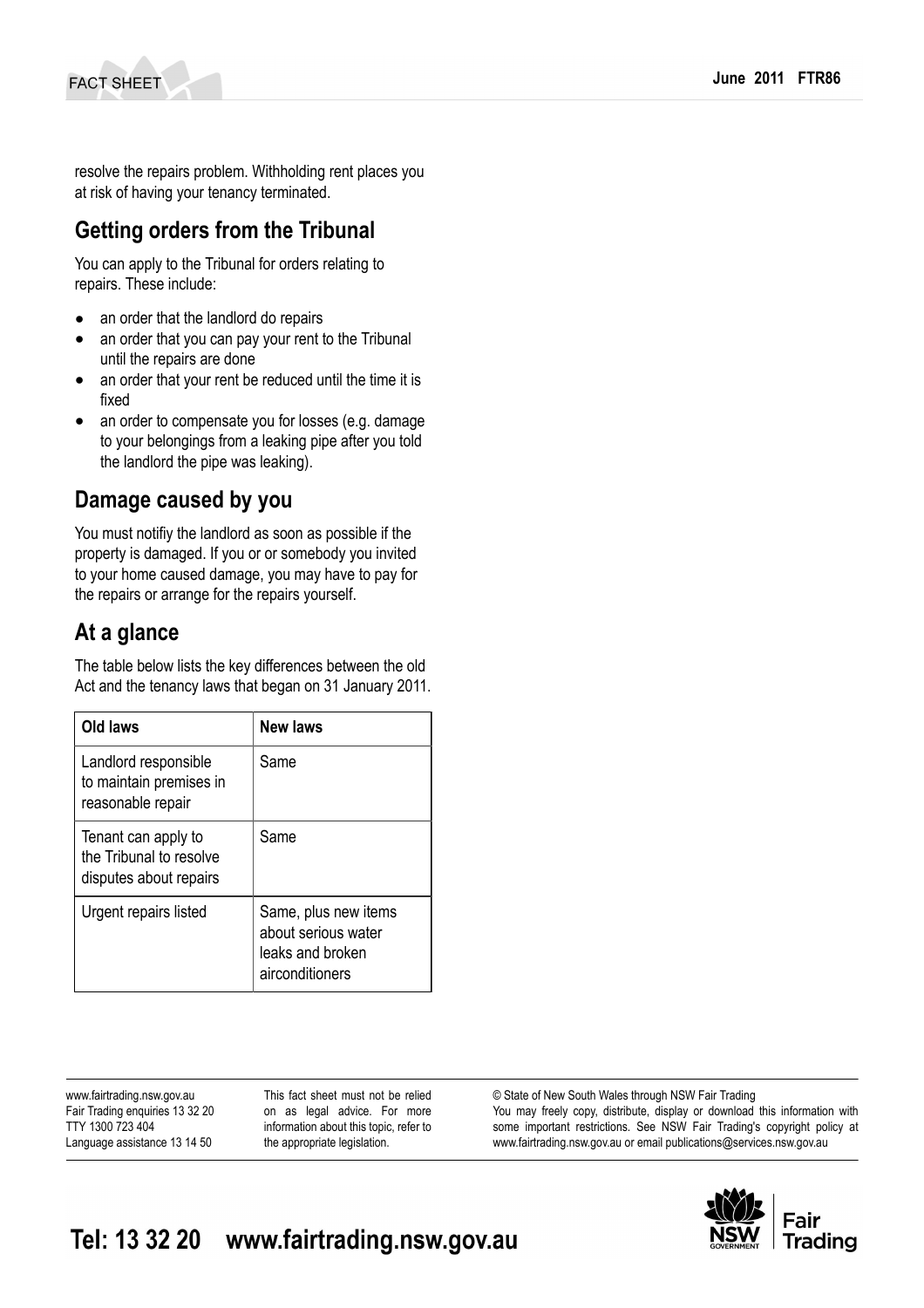resolve the repairs problem. Withholding rent places you at risk of having your tenancy terminated.

## Getting orders from the Tribunal

You can apply to the Tribunal for orders relating to repairs. These include:

- an order that the landlord do repairs
- an order that you can pay your rent to the Tribunal until the repairs are done
- an order that your rent be reduced until the time it is fixed
- an order to compensate you for losses (e.g. damage to your belongings from a leaking pipe after you told the landlord the pipe was leaking).

## Damage caused by you

You must notifiy the landlord as soon as possible if the property is damaged. If you or or somebody you invited to your home caused damage, you may have to pay for the repairs or arrange for the repairs yourself.

## At a glance

The table below lists the key differences between the old Act and the tenancy laws that began on 31 January 2011.

| Old laws | New laws |
|---|---|
| Landlord responsible to maintain premises in reasonable repair | Same |
| Tenant can apply to the Tribunal to resolve disputes about repairs | Same |
| Urgent repairs listed | Same, plus new items about serious water leaks and broken airconditioners |

www.fairtrading.nsw.gov.au
Fair Trading enquiries 13 32 20
TTY 1300 723 404
Language assistance 13 14 50

This fact sheet must not be relied on as legal advice. For more information about this topic, refer to the appropriate legislation.

© State of New South Wales through NSW Fair Trading
You may freely copy, distribute, display or download this information with some important restrictions. See NSW Fair Trading's copyright policy at www.fairtrading.nsw.gov.au or email publications@services.nsw.gov.au